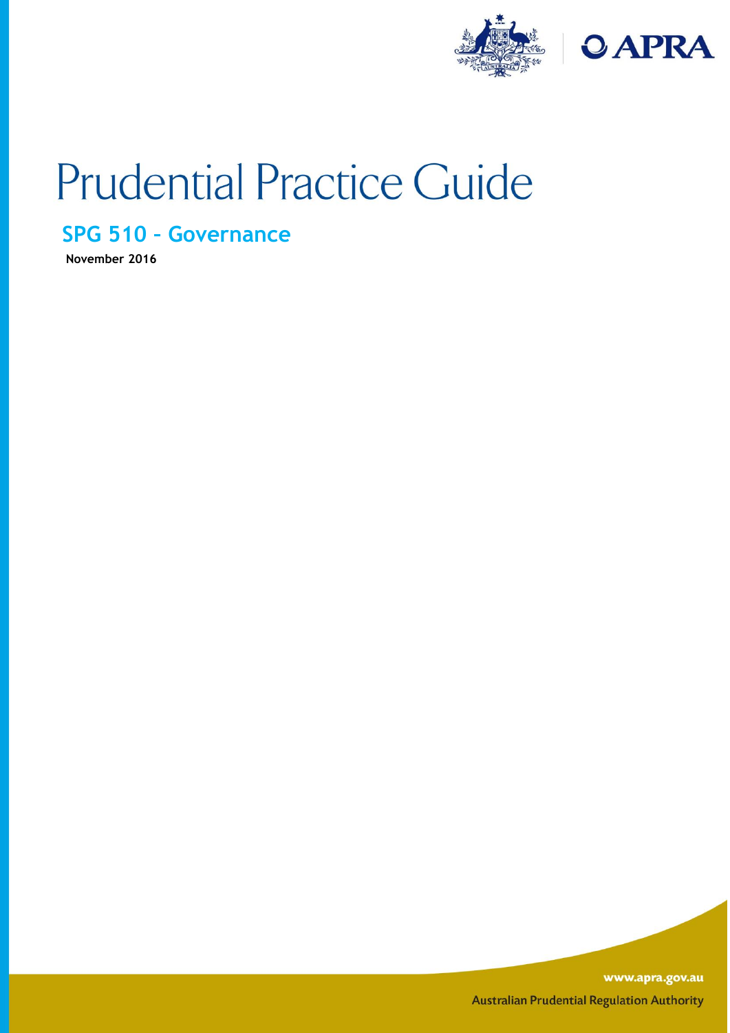# Prudential Practice Guide

## SPG 510 – Governance

**November 2016**

www.apra.gov.au

Australian Prudential Regulation Authority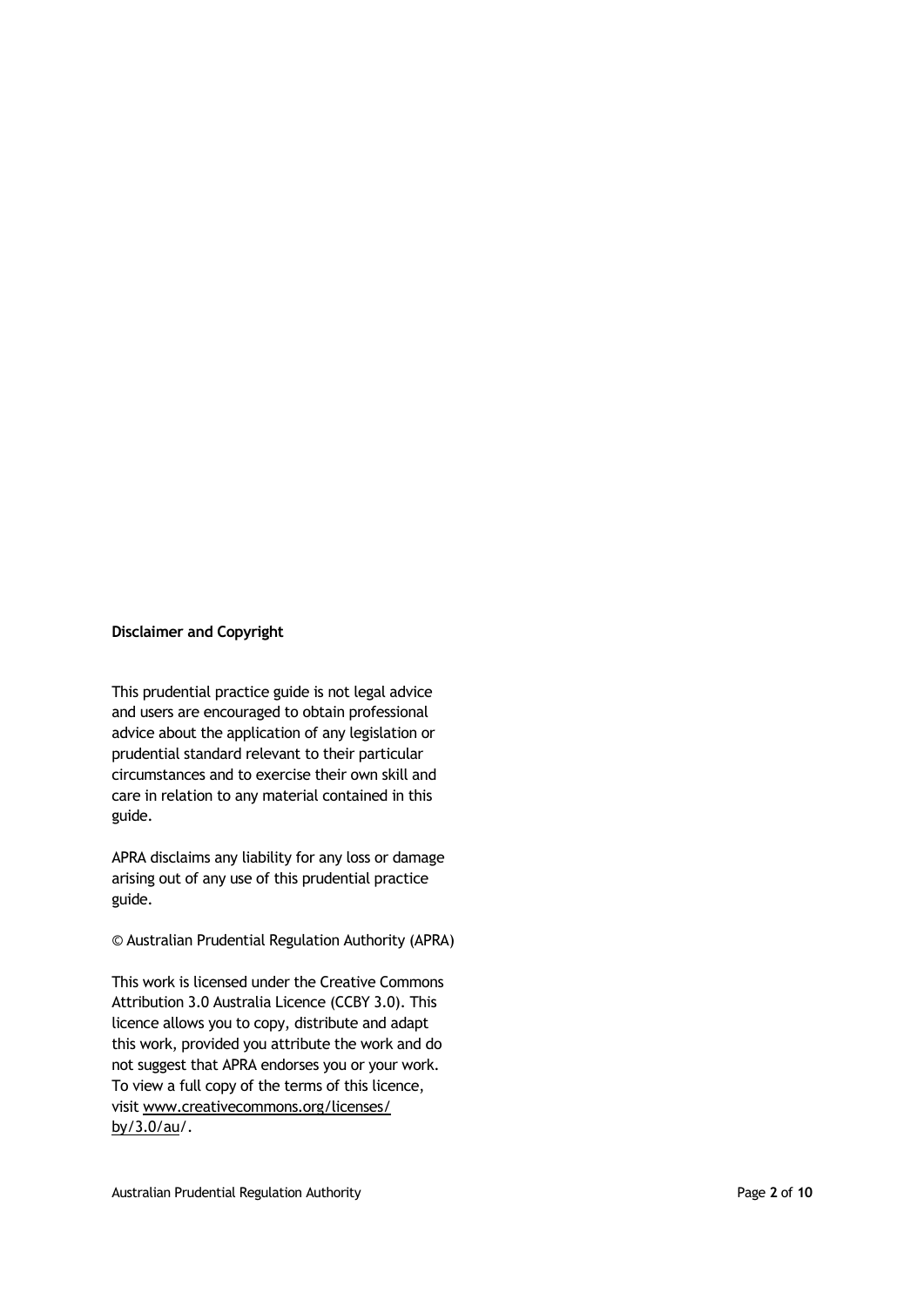**Disclaimer and Copyright**

This prudential practice guide is not legal advice and users are encouraged to obtain professional advice about the application of any legislation or prudential standard relevant to their particular circumstances and to exercise their own skill and care in relation to any material contained in this guide.

APRA disclaims any liability for any loss or damage arising out of any use of this prudential practice guide.

© Australian Prudential Regulation Authority (APRA)

This work is licensed under the Creative Commons Attribution 3.0 Australia Licence (CCBY 3.0). This licence allows you to copy, distribute and adapt this work, provided you attribute the work and do not suggest that APRA endorses you or your work. To view a full copy of the terms of this licence, visit www.creativecommons.org/licenses/by/3.0/au/.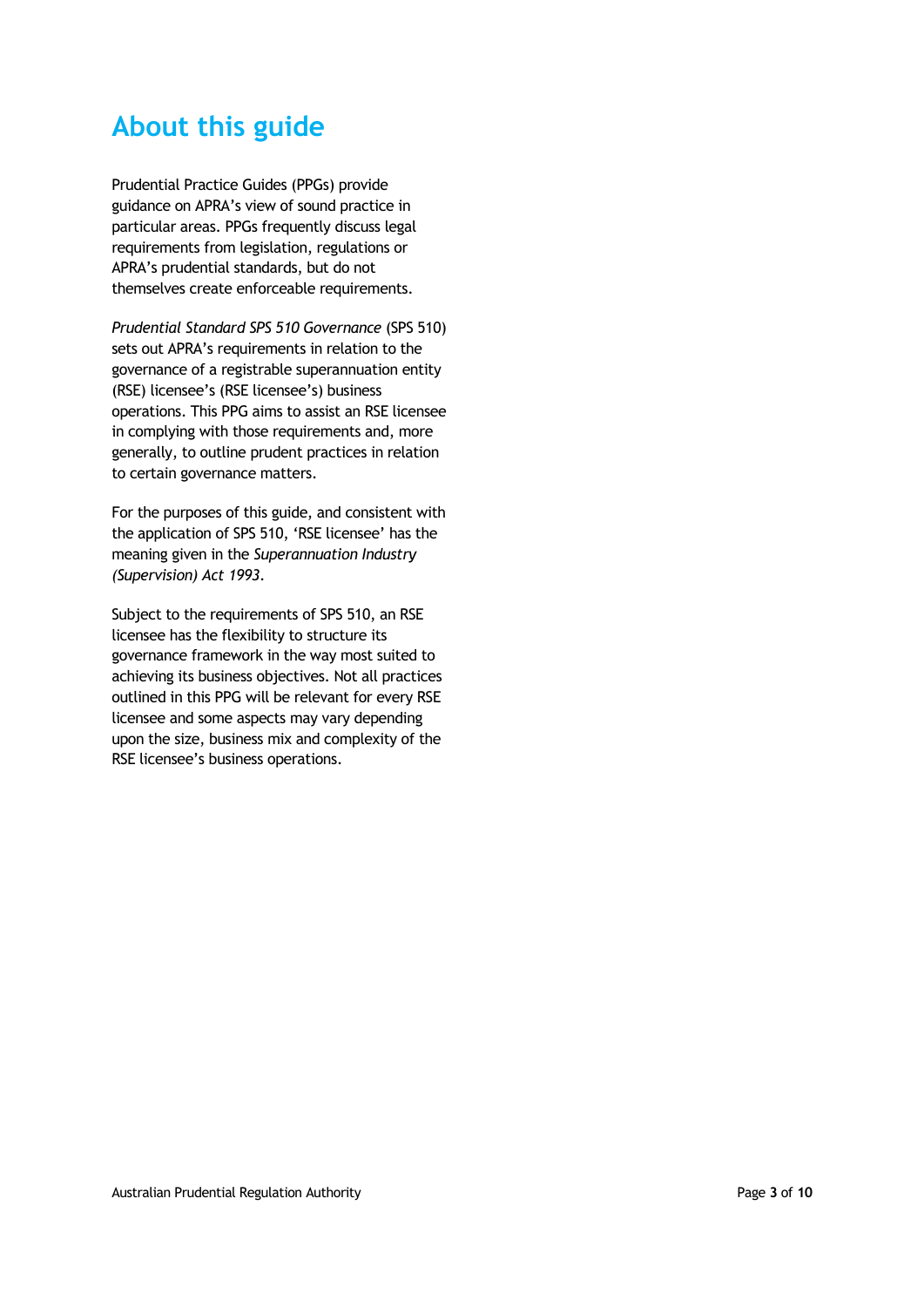# About this guide

Prudential Practice Guides (PPGs) provide guidance on APRA's view of sound practice in particular areas. PPGs frequently discuss legal requirements from legislation, regulations or APRA's prudential standards, but do not themselves create enforceable requirements.

*Prudential Standard SPS 510 Governance* (SPS 510) sets out APRA's requirements in relation to the governance of a registrable superannuation entity (RSE) licensee's (RSE licensee's) business operations. This PPG aims to assist an RSE licensee in complying with those requirements and, more generally, to outline prudent practices in relation to certain governance matters.

For the purposes of this guide, and consistent with the application of SPS 510, 'RSE licensee' has the meaning given in the *Superannuation Industry (Supervision) Act 1993*.

Subject to the requirements of SPS 510, an RSE licensee has the flexibility to structure its governance framework in the way most suited to achieving its business objectives. Not all practices outlined in this PPG will be relevant for every RSE licensee and some aspects may vary depending upon the size, business mix and complexity of the RSE licensee's business operations.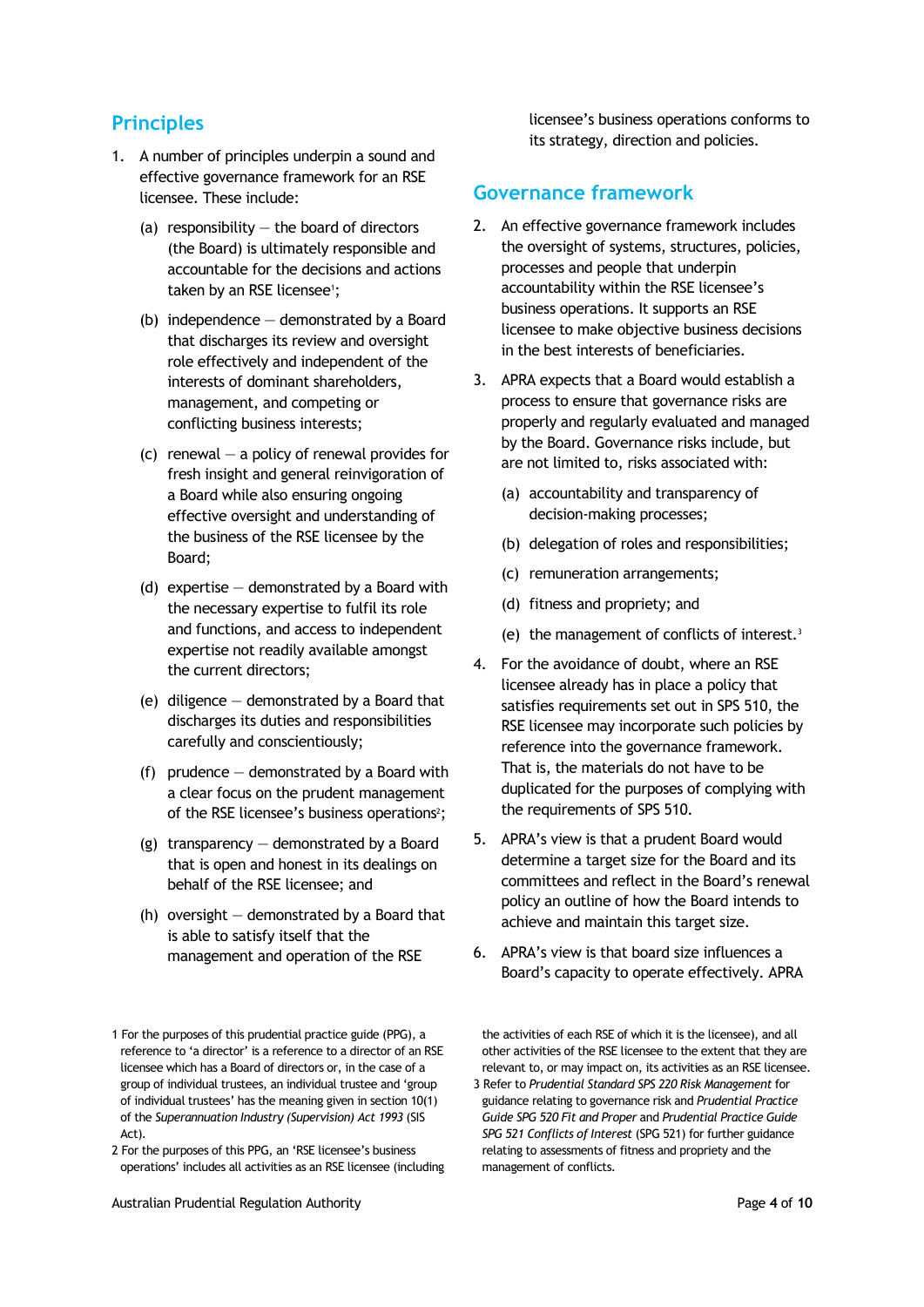## Principles

1. A number of principles underpin a sound and effective governance framework for an RSE licensee. These include:

   (a) responsibility – the board of directors (the Board) is ultimately responsible and accountable for the decisions and actions taken by an RSE licensee[1];

   (b) independence – demonstrated by a Board that discharges its review and oversight role effectively and independent of the interests of dominant shareholders, management, and competing or conflicting business interests;

   (c) renewal – a policy of renewal provides for fresh insight and general reinvigoration of a Board while also ensuring ongoing effective oversight and understanding of the business of the RSE licensee by the Board;

   (d) expertise – demonstrated by a Board with the necessary expertise to fulfil its role and functions, and access to independent expertise not readily available amongst the current directors;

   (e) diligence – demonstrated by a Board that discharges its duties and responsibilities carefully and conscientiously;

   (f) prudence – demonstrated by a Board with a clear focus on the prudent management of the RSE licensee's business operations[2];

   (g) transparency – demonstrated by a Board that is open and honest in its dealings on behalf of the RSE licensee; and

   (h) oversight – demonstrated by a Board that is able to satisfy itself that the management and operation of the RSE licensee's business operations conforms to its strategy, direction and policies.

## Governance framework

2. An effective governance framework includes the oversight of systems, structures, policies, processes and people that underpin accountability within the RSE licensee's business operations. It supports an RSE licensee to make objective business decisions in the best interests of beneficiaries.

3. APRA expects that a Board would establish a process to ensure that governance risks are properly and regularly evaluated and managed by the Board. Governance risks include, but are not limited to, risks associated with:

   (a) accountability and transparency of decision-making processes;

   (b) delegation of roles and responsibilities;

   (c) remuneration arrangements;

   (d) fitness and propriety; and

   (e) the management of conflicts of interest.[3]

4. For the avoidance of doubt, where an RSE licensee already has in place a policy that satisfies requirements set out in SPS 510, the RSE licensee may incorporate such policies by reference into the governance framework. That is, the materials do not have to be duplicated for the purposes of complying with the requirements of SPS 510.

5. APRA's view is that a prudent Board would determine a target size for the Board and its committees and reflect in the Board's renewal policy an outline of how the Board intends to achieve and maintain this target size.

6. APRA's view is that board size influences a Board's capacity to operate effectively. APRA

---

1 For the purposes of this prudential practice guide (PPG), a reference to 'a director' is a reference to a director of an RSE licensee which has a Board of directors or, in the case of a group of individual trustees, an individual trustee and 'group of individual trustees' has the meaning given in section 10(1) of the *Superannuation Industry (Supervision) Act 1993* (SIS Act).

2 For the purposes of this PPG, an 'RSE licensee's business operations' includes all activities as an RSE licensee (including the activities of each RSE of which it is the licensee), and all other activities of the RSE licensee to the extent that they are relevant to, or may impact on, its activities as an RSE licensee.

3 Refer to *Prudential Standard SPS 220 Risk Management* for guidance relating to governance risk and *Prudential Practice Guide SPG 520 Fit and Proper* and *Prudential Practice Guide SPG 521 Conflicts of Interest* (SPG 521) for further guidance relating to assessments of fitness and propriety and the management of conflicts.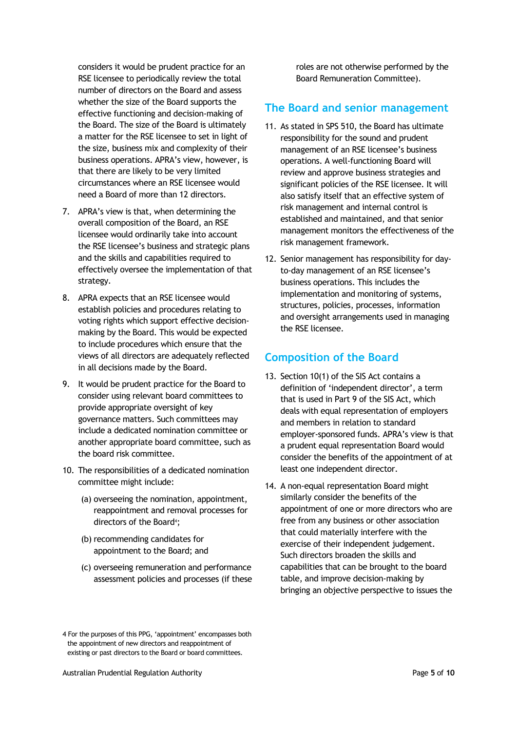considers it would be prudent practice for an RSE licensee to periodically review the total number of directors on the Board and assess whether the size of the Board supports the effective functioning and decision-making of the Board. The size of the Board is ultimately a matter for the RSE licensee to set in light of the size, business mix and complexity of their business operations. APRA's view, however, is that there are likely to be very limited circumstances where an RSE licensee would need a Board of more than 12 directors.

7. APRA's view is that, when determining the overall composition of the Board, an RSE licensee would ordinarily take into account the RSE licensee's business and strategic plans and the skills and capabilities required to effectively oversee the implementation of that strategy.

8. APRA expects that an RSE licensee would establish policies and procedures relating to voting rights which support effective decision-making by the Board. This would be expected to include procedures which ensure that the views of all directors are adequately reflected in all decisions made by the Board.

9. It would be prudent practice for the Board to consider using relevant board committees to provide appropriate oversight of key governance matters. Such committees may include a dedicated nomination committee or another appropriate board committee, such as the board risk committee.

10. The responsibilities of a dedicated nomination committee might include:

    (a) overseeing the nomination, appointment, reappointment and removal processes for directors of the Board[4];

    (b) recommending candidates for appointment to the Board; and

    (c) overseeing remuneration and performance assessment policies and processes (if these roles are not otherwise performed by the Board Remuneration Committee).

## The Board and senior management

11. As stated in SPS 510, the Board has ultimate responsibility for the sound and prudent management of an RSE licensee's business operations. A well-functioning Board will review and approve business strategies and significant policies of the RSE licensee. It will also satisfy itself that an effective system of risk management and internal control is established and maintained, and that senior management monitors the effectiveness of the risk management framework.

12. Senior management has responsibility for day-to-day management of an RSE licensee's business operations. This includes the implementation and monitoring of systems, structures, policies, processes, information and oversight arrangements used in managing the RSE licensee.

## Composition of the Board

13. Section 10(1) of the SIS Act contains a definition of 'independent director', a term that is used in Part 9 of the SIS Act, which deals with equal representation of employers and members in relation to standard employer-sponsored funds. APRA's view is that a prudent equal representation Board would consider the benefits of the appointment of at least one independent director.

14. A non-equal representation Board might similarly consider the benefits of the appointment of one or more directors who are free from any business or other association that could materially interfere with the exercise of their independent judgement. Such directors broaden the skills and capabilities that can be brought to the board table, and improve decision-making by bringing an objective perspective to issues the

[4] For the purposes of this PPG, 'appointment' encompasses both the appointment of new directors and reappointment of existing or past directors to the Board or board committees.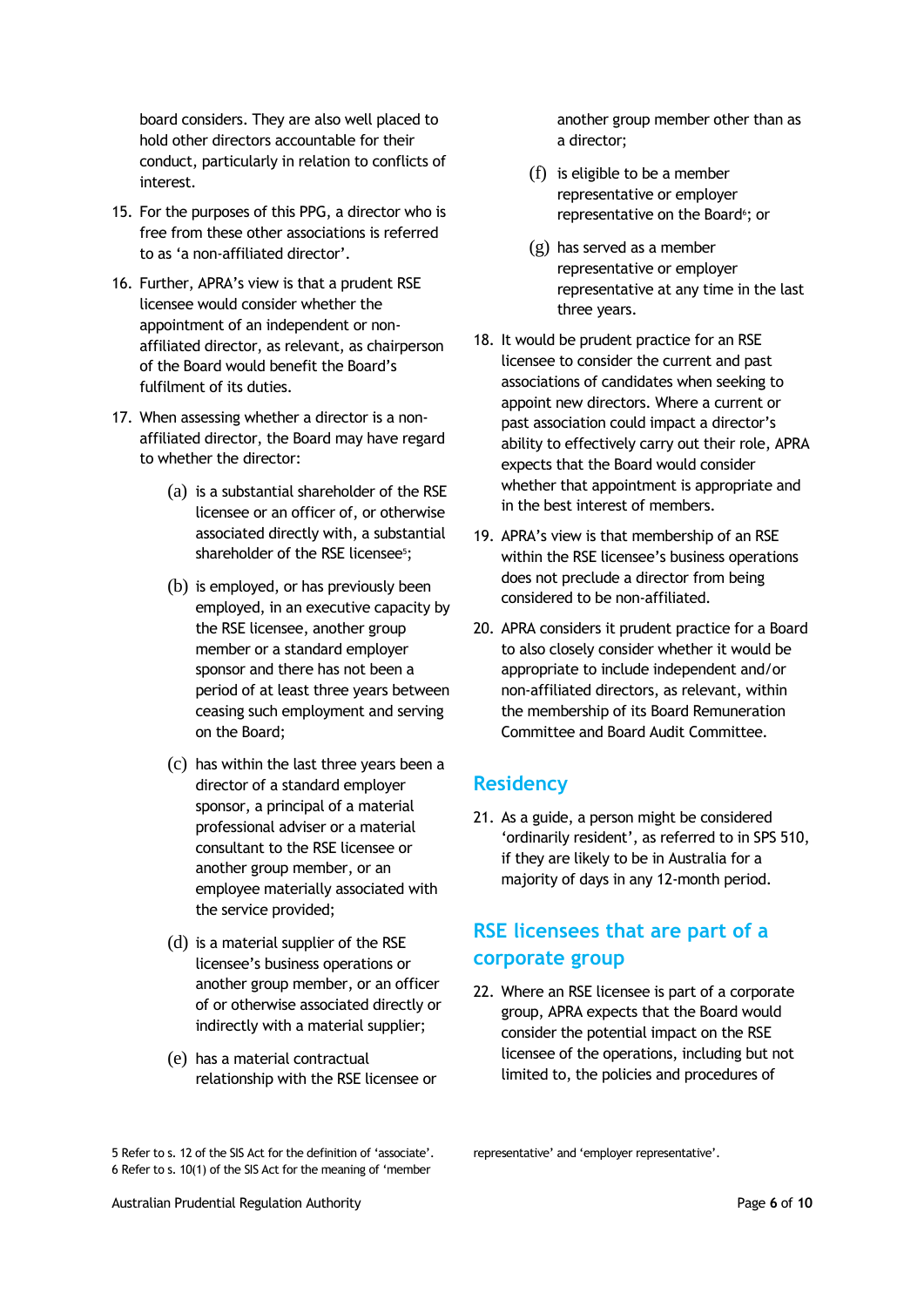board considers. They are also well placed to hold other directors accountable for their conduct, particularly in relation to conflicts of interest.

15. For the purposes of this PPG, a director who is free from these other associations is referred to as 'a non-affiliated director'.

16. Further, APRA's view is that a prudent RSE licensee would consider whether the appointment of an independent or non-affiliated director, as relevant, as chairperson of the Board would benefit the Board's fulfilment of its duties.

17. When assessing whether a director is a non-affiliated director, the Board may have regard to whether the director:

    (a) is a substantial shareholder of the RSE licensee or an officer of, or otherwise associated directly with, a substantial shareholder of the RSE licensee[5];

    (b) is employed, or has previously been employed, in an executive capacity by the RSE licensee, another group member or a standard employer sponsor and there has not been a period of at least three years between ceasing such employment and serving on the Board;

    (c) has within the last three years been a director of a standard employer sponsor, a principal of a material professional adviser or a material consultant to the RSE licensee or another group member, or an employee materially associated with the service provided;

    (d) is a material supplier of the RSE licensee's business operations or another group member, or an officer of or otherwise associated directly or indirectly with a material supplier;

    (e) has a material contractual relationship with the RSE licensee or another group member other than as a director;

    (f) is eligible to be a member representative or employer representative on the Board[6]; or

    (g) has served as a member representative or employer representative at any time in the last three years.

18. It would be prudent practice for an RSE licensee to consider the current and past associations of candidates when seeking to appoint new directors. Where a current or past association could impact a director's ability to effectively carry out their role, APRA expects that the Board would consider whether that appointment is appropriate and in the best interest of members.

19. APRA's view is that membership of an RSE within the RSE licensee's business operations does not preclude a director from being considered to be non-affiliated.

20. APRA considers it prudent practice for a Board to also closely consider whether it would be appropriate to include independent and/or non-affiliated directors, as relevant, within the membership of its Board Remuneration Committee and Board Audit Committee.

## Residency

21. As a guide, a person might be considered 'ordinarily resident', as referred to in SPS 510, if they are likely to be in Australia for a majority of days in any 12-month period.

## RSE licensees that are part of a corporate group

22. Where an RSE licensee is part of a corporate group, APRA expects that the Board would consider the potential impact on the RSE licensee of the operations, including but not limited to, the policies and procedures of

5 Refer to s. 12 of the SIS Act for the definition of 'associate'.
6 Refer to s. 10(1) of the SIS Act for the meaning of 'member representative' and 'employer representative'.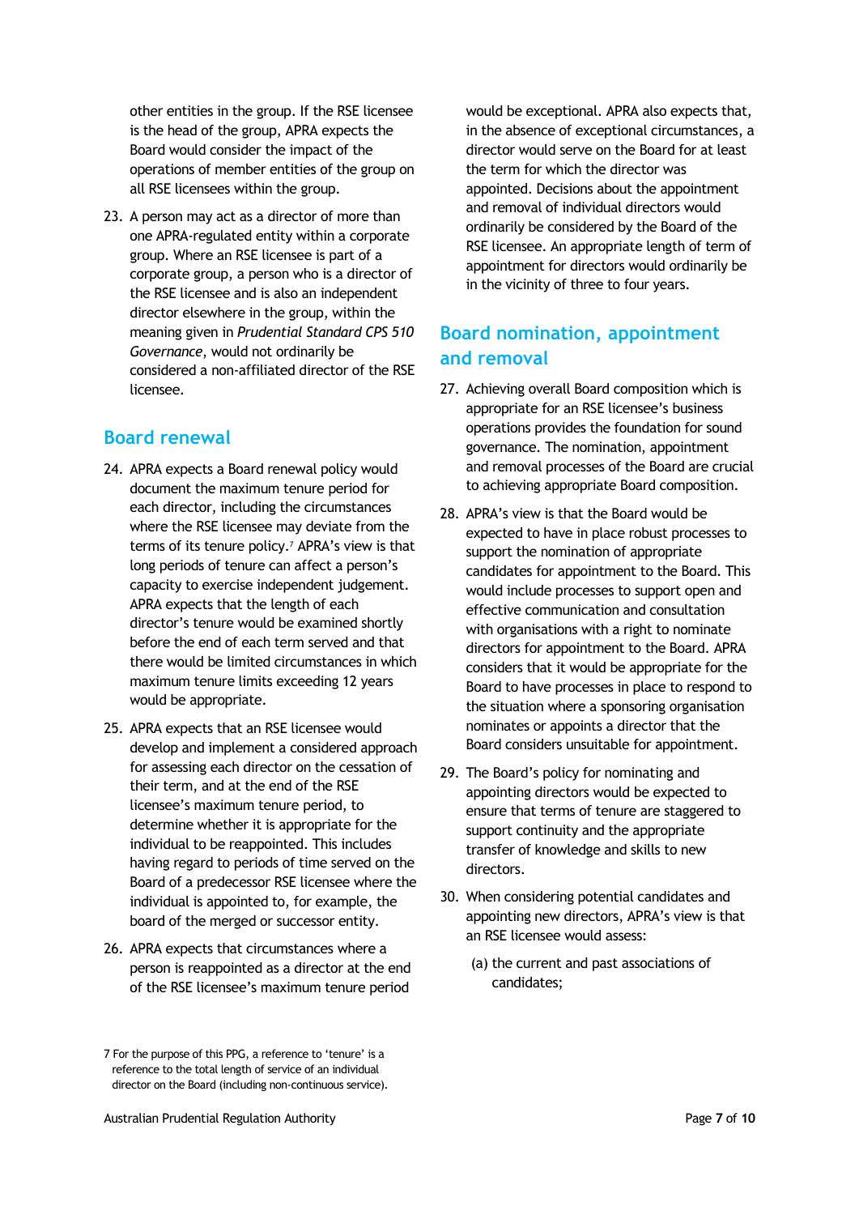other entities in the group. If the RSE licensee is the head of the group, APRA expects the Board would consider the impact of the operations of member entities of the group on all RSE licensees within the group.

23. A person may act as a director of more than one APRA-regulated entity within a corporate group. Where an RSE licensee is part of a corporate group, a person who is a director of the RSE licensee and is also an independent director elsewhere in the group, within the meaning given in *Prudential Standard CPS 510 Governance*, would not ordinarily be considered a non-affiliated director of the RSE licensee.

## Board renewal

24. APRA expects a Board renewal policy would document the maximum tenure period for each director, including the circumstances where the RSE licensee may deviate from the terms of its tenure policy.[7] APRA's view is that long periods of tenure can affect a person's capacity to exercise independent judgement. APRA expects that the length of each director's tenure would be examined shortly before the end of each term served and that there would be limited circumstances in which maximum tenure limits exceeding 12 years would be appropriate.

25. APRA expects that an RSE licensee would develop and implement a considered approach for assessing each director on the cessation of their term, and at the end of the RSE licensee's maximum tenure period, to determine whether it is appropriate for the individual to be reappointed. This includes having regard to periods of time served on the Board of a predecessor RSE licensee where the individual is appointed to, for example, the board of the merged or successor entity.

26. APRA expects that circumstances where a person is reappointed as a director at the end of the RSE licensee's maximum tenure period would be exceptional. APRA also expects that, in the absence of exceptional circumstances, a director would serve on the Board for at least the term for which the director was appointed. Decisions about the appointment and removal of individual directors would ordinarily be considered by the Board of the RSE licensee. An appropriate length of term of appointment for directors would ordinarily be in the vicinity of three to four years.

## Board nomination, appointment and removal

27. Achieving overall Board composition which is appropriate for an RSE licensee's business operations provides the foundation for sound governance. The nomination, appointment and removal processes of the Board are crucial to achieving appropriate Board composition.

28. APRA's view is that the Board would be expected to have in place robust processes to support the nomination of appropriate candidates for appointment to the Board. This would include processes to support open and effective communication and consultation with organisations with a right to nominate directors for appointment to the Board. APRA considers that it would be appropriate for the Board to have processes in place to respond to the situation where a sponsoring organisation nominates or appoints a director that the Board considers unsuitable for appointment.

29. The Board's policy for nominating and appointing directors would be expected to ensure that terms of tenure are staggered to support continuity and the appropriate transfer of knowledge and skills to new directors.

30. When considering potential candidates and appointing new directors, APRA's view is that an RSE licensee would assess:

    (a) the current and past associations of candidates;

---

7 For the purpose of this PPG, a reference to 'tenure' is a reference to the total length of service of an individual director on the Board (including non-continuous service).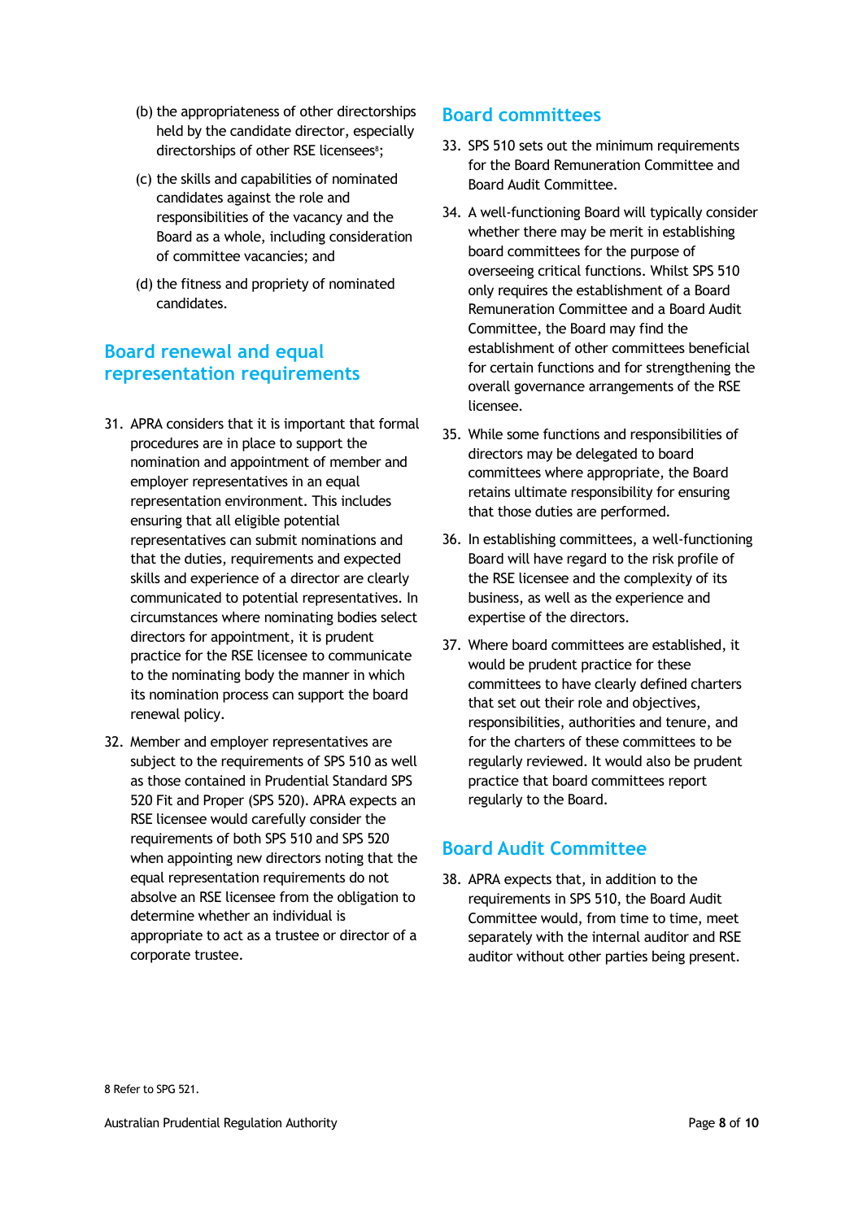(b) the appropriateness of other directorships held by the candidate director, especially directorships of other RSE licensees[8];

(c) the skills and capabilities of nominated candidates against the role and responsibilities of the vacancy and the Board as a whole, including consideration of committee vacancies; and

(d) the fitness and propriety of nominated candidates.

## Board renewal and equal representation requirements

31. APRA considers that it is important that formal procedures are in place to support the nomination and appointment of member and employer representatives in an equal representation environment. This includes ensuring that all eligible potential representatives can submit nominations and that the duties, requirements and expected skills and experience of a director are clearly communicated to potential representatives. In circumstances where nominating bodies select directors for appointment, it is prudent practice for the RSE licensee to communicate to the nominating body the manner in which its nomination process can support the board renewal policy.

32. Member and employer representatives are subject to the requirements of SPS 510 as well as those contained in Prudential Standard SPS 520 Fit and Proper (SPS 520). APRA expects an RSE licensee would carefully consider the requirements of both SPS 510 and SPS 520 when appointing new directors noting that the equal representation requirements do not absolve an RSE licensee from the obligation to determine whether an individual is appropriate to act as a trustee or director of a corporate trustee.

## Board committees

33. SPS 510 sets out the minimum requirements for the Board Remuneration Committee and Board Audit Committee.

34. A well-functioning Board will typically consider whether there may be merit in establishing board committees for the purpose of overseeing critical functions. Whilst SPS 510 only requires the establishment of a Board Remuneration Committee and a Board Audit Committee, the Board may find the establishment of other committees beneficial for certain functions and for strengthening the overall governance arrangements of the RSE licensee.

35. While some functions and responsibilities of directors may be delegated to board committees where appropriate, the Board retains ultimate responsibility for ensuring that those duties are performed.

36. In establishing committees, a well-functioning Board will have regard to the risk profile of the RSE licensee and the complexity of its business, as well as the experience and expertise of the directors.

37. Where board committees are established, it would be prudent practice for these committees to have clearly defined charters that set out their role and objectives, responsibilities, authorities and tenure, and for the charters of these committees to be regularly reviewed. It would also be prudent practice that board committees report regularly to the Board.

## Board Audit Committee

38. APRA expects that, in addition to the requirements in SPS 510, the Board Audit Committee would, from time to time, meet separately with the internal auditor and RSE auditor without other parties being present.

[8] Refer to SPG 521.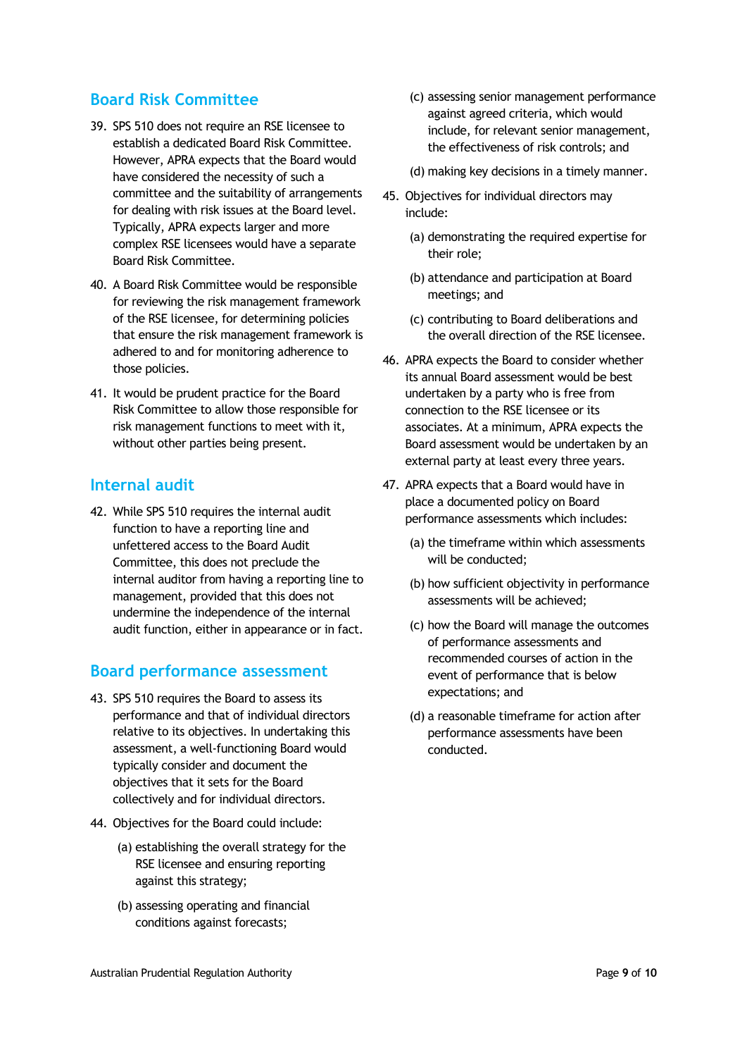## Board Risk Committee

39. SPS 510 does not require an RSE licensee to establish a dedicated Board Risk Committee. However, APRA expects that the Board would have considered the necessity of such a committee and the suitability of arrangements for dealing with risk issues at the Board level. Typically, APRA expects larger and more complex RSE licensees would have a separate Board Risk Committee.

40. A Board Risk Committee would be responsible for reviewing the risk management framework of the RSE licensee, for determining policies that ensure the risk management framework is adhered to and for monitoring adherence to those policies.

41. It would be prudent practice for the Board Risk Committee to allow those responsible for risk management functions to meet with it, without other parties being present.

## Internal audit

42. While SPS 510 requires the internal audit function to have a reporting line and unfettered access to the Board Audit Committee, this does not preclude the internal auditor from having a reporting line to management, provided that this does not undermine the independence of the internal audit function, either in appearance or in fact.

## Board performance assessment

43. SPS 510 requires the Board to assess its performance and that of individual directors relative to its objectives. In undertaking this assessment, a well-functioning Board would typically consider and document the objectives that it sets for the Board collectively and for individual directors.

44. Objectives for the Board could include:

    (a) establishing the overall strategy for the RSE licensee and ensuring reporting against this strategy;

    (b) assessing operating and financial conditions against forecasts;

    (c) assessing senior management performance against agreed criteria, which would include, for relevant senior management, the effectiveness of risk controls; and

    (d) making key decisions in a timely manner.

45. Objectives for individual directors may include:

    (a) demonstrating the required expertise for their role;

    (b) attendance and participation at Board meetings; and

    (c) contributing to Board deliberations and the overall direction of the RSE licensee.

46. APRA expects the Board to consider whether its annual Board assessment would be best undertaken by a party who is free from connection to the RSE licensee or its associates. At a minimum, APRA expects the Board assessment would be undertaken by an external party at least every three years.

47. APRA expects that a Board would have in place a documented policy on Board performance assessments which includes:

    (a) the timeframe within which assessments will be conducted;

    (b) how sufficient objectivity in performance assessments will be achieved;

    (c) how the Board will manage the outcomes of performance assessments and recommended courses of action in the event of performance that is below expectations; and

    (d) a reasonable timeframe for action after performance assessments have been conducted.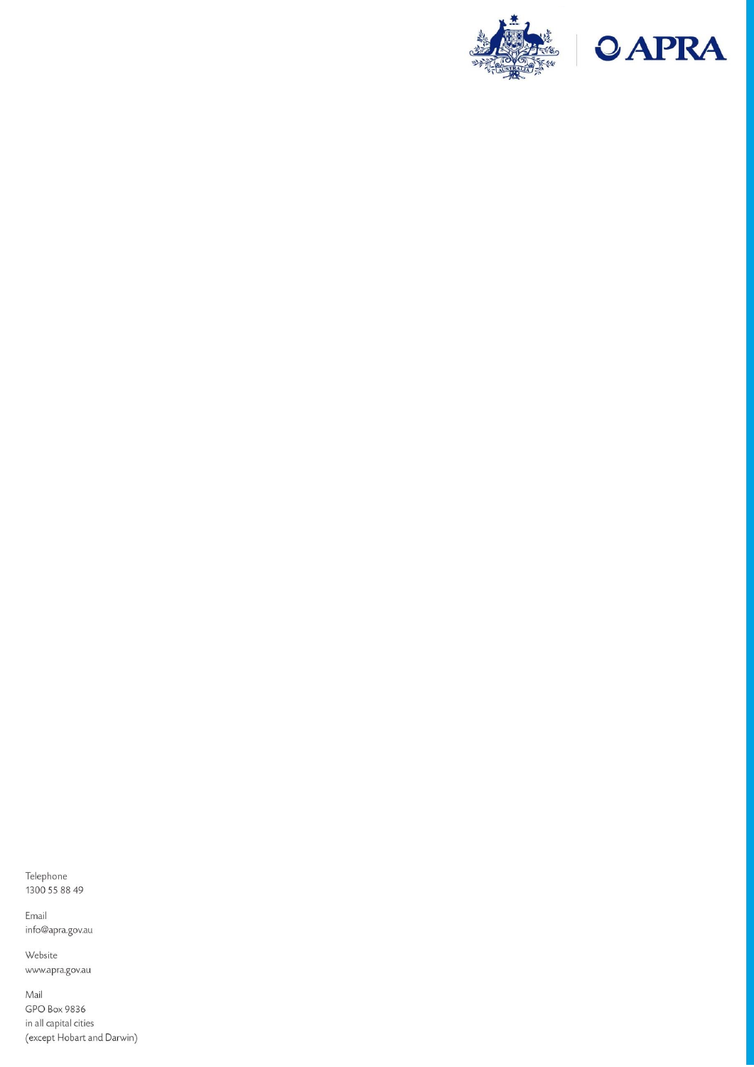Telephone
1300 55 88 49

Email
info@apra.gov.au

Website
www.apra.gov.au

Mail
GPO Box 9836
in all capital cities
(except Hobart and Darwin)